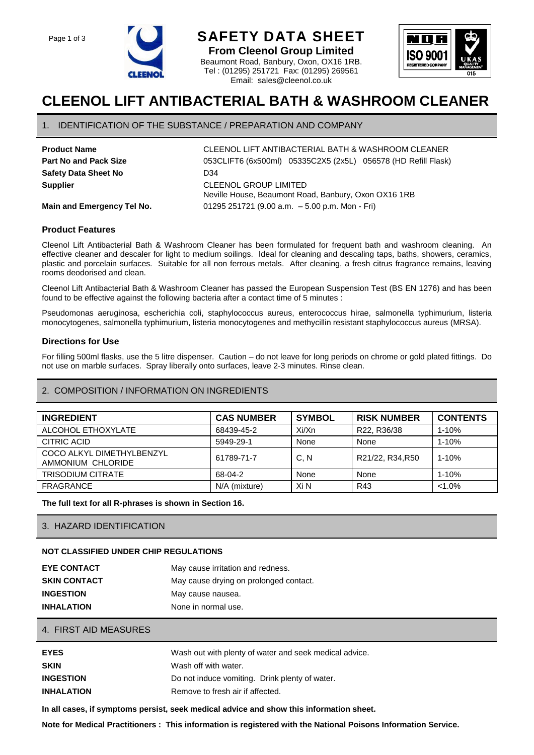# SAFETY DATA SHEET

**From Cleenol Group Limited**
Beaumont Road, Banbury, Oxon, OX16 1RB.
Tel : (01295) 251721 Fax: (01295) 269561
Email: sales@cleenol.co.uk

# CLEENOL LIFT ANTIBACTERIAL BATH & WASHROOM CLEANER

## 1. IDENTIFICATION OF THE SUBSTANCE / PREPARATION AND COMPANY

| | |
|---|---|
| **Product Name** | CLEENOL LIFT ANTIBACTERIAL BATH & WASHROOM CLEANER |
| **Part No and Pack Size** | 053CLIFT6 (6x500ml) 05335C2X5 (2x5L) 056578 (HD Refill Flask) |
| **Safety Data Sheet No** | D34 |
| **Supplier** | CLEENOL GROUP LIMITED<br>Neville House, Beaumont Road, Banbury, Oxon OX16 1RB |
| **Main and Emergency Tel No.** | 01295 251721 (9.00 a.m. – 5.00 p.m. Mon - Fri) |

### Product Features

Cleenol Lift Antibacterial Bath & Washroom Cleaner has been formulated for frequent bath and washroom cleaning. An effective cleaner and descaler for light to medium soilings. Ideal for cleaning and descaling taps, baths, showers, ceramics, plastic and porcelain surfaces. Suitable for all non ferrous metals. After cleaning, a fresh citrus fragrance remains, leaving rooms deodorised and clean.

Cleenol Lift Antibacterial Bath & Washroom Cleaner has passed the European Suspension Test (BS EN 1276) and has been found to be effective against the following bacteria after a contact time of 5 minutes :

Pseudomonas aeruginosa, escherichia coli, staphylococcus aureus, enterococcus hirae, salmonella typhimurium, listeria monocytogenes, salmonella typhimurium, listeria monocytogenes and methycillin resistant staphylococcus aureus (MRSA).

### Directions for Use

For filling 500ml flasks, use the 5 litre dispenser. Caution – do not leave for long periods on chrome or gold plated fittings. Do not use on marble surfaces. Spray liberally onto surfaces, leave 2-3 minutes. Rinse clean.

## 2. COMPOSITION / INFORMATION ON INGREDIENTS

| INGREDIENT | CAS NUMBER | SYMBOL | RISK NUMBER | CONTENTS |
|---|---|---|---|---|
| ALCOHOL ETHOXYLATE | 68439-45-2 | Xi/Xn | R22, R36/38 | 1-10% |
| CITRIC ACID | 5949-29-1 | None | None | 1-10% |
| COCO ALKYL DIMETHYLBENZYL AMMONIUM CHLORIDE | 61789-71-7 | C, N | R21/22, R34,R50 | 1-10% |
| TRISODIUM CITRATE | 68-04-2 | None | None | 1-10% |
| FRAGRANCE | N/A (mixture) | Xi N | R43 | <1.0% |

**The full text for all R-phrases is shown in Section 16.**

## 3. HAZARD IDENTIFICATION

**NOT CLASSIFIED UNDER CHIP REGULATIONS**

| | |
|---|---|
| **EYE CONTACT** | May cause irritation and redness. |
| **SKIN CONTACT** | May cause drying on prolonged contact. |
| **INGESTION** | May cause nausea. |
| **INHALATION** | None in normal use. |

## 4. FIRST AID MEASURES

| | |
|---|---|
| **EYES** | Wash out with plenty of water and seek medical advice. |
| **SKIN** | Wash off with water. |
| **INGESTION** | Do not induce vomiting. Drink plenty of water. |
| **INHALATION** | Remove to fresh air if affected. |

**In all cases, if symptoms persist, seek medical advice and show this information sheet.**

**Note for Medical Practitioners : This information is registered with the National Poisons Information Service.**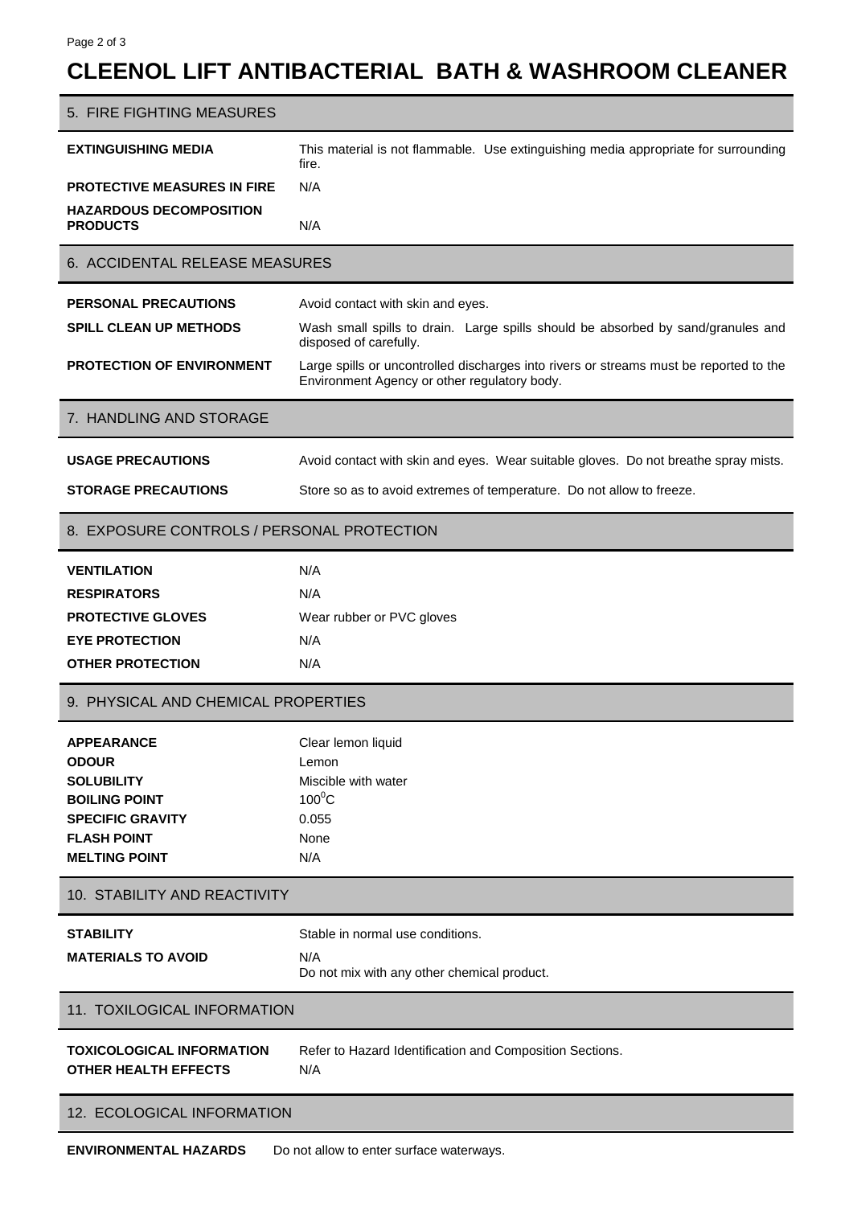# CLEENOL LIFT ANTIBACTERIAL BATH & WASHROOM CLEANER

## 5. FIRE FIGHTING MEASURES

| | |
|---|---|
| **EXTINGUISHING MEDIA** | This material is not flammable. Use extinguishing media appropriate for surrounding fire. |
| **PROTECTIVE MEASURES IN FIRE** | N/A |
| **HAZARDOUS DECOMPOSITION PRODUCTS** | N/A |

## 6. ACCIDENTAL RELEASE MEASURES

| | |
|---|---|
| **PERSONAL PRECAUTIONS** | Avoid contact with skin and eyes. |
| **SPILL CLEAN UP METHODS** | Wash small spills to drain. Large spills should be absorbed by sand/granules and disposed of carefully. |
| **PROTECTION OF ENVIRONMENT** | Large spills or uncontrolled discharges into rivers or streams must be reported to the Environment Agency or other regulatory body. |

## 7. HANDLING AND STORAGE

| | |
|---|---|
| **USAGE PRECAUTIONS** | Avoid contact with skin and eyes. Wear suitable gloves. Do not breathe spray mists. |
| **STORAGE PRECAUTIONS** | Store so as to avoid extremes of temperature. Do not allow to freeze. |

## 8. EXPOSURE CONTROLS / PERSONAL PROTECTION

| | |
|---|---|
| **VENTILATION** | N/A |
| **RESPIRATORS** | N/A |
| **PROTECTIVE GLOVES** | Wear rubber or PVC gloves |
| **EYE PROTECTION** | N/A |
| **OTHER PROTECTION** | N/A |

## 9. PHYSICAL AND CHEMICAL PROPERTIES

| | |
|---|---|
| **APPEARANCE** | Clear lemon liquid |
| **ODOUR** | Lemon |
| **SOLUBILITY** | Miscible with water |
| **BOILING POINT** | $100^0$C |
| **SPECIFIC GRAVITY** | 0.055 |
| **FLASH POINT** | None |
| **MELTING POINT** | N/A |

## 10. STABILITY AND REACTIVITY

| | |
|---|---|
| **STABILITY** | Stable in normal use conditions. |
| **MATERIALS TO AVOID** | N/A<br>Do not mix with any other chemical product. |

## 11. TOXILOGICAL INFORMATION

| | |
|---|---|
| **TOXICOLOGICAL INFORMATION** | Refer to Hazard Identification and Composition Sections. |
| **OTHER HEALTH EFFECTS** | N/A |

## 12. ECOLOGICAL INFORMATION

| | |
|---|---|
| **ENVIRONMENTAL HAZARDS** | Do not allow to enter surface waterways. |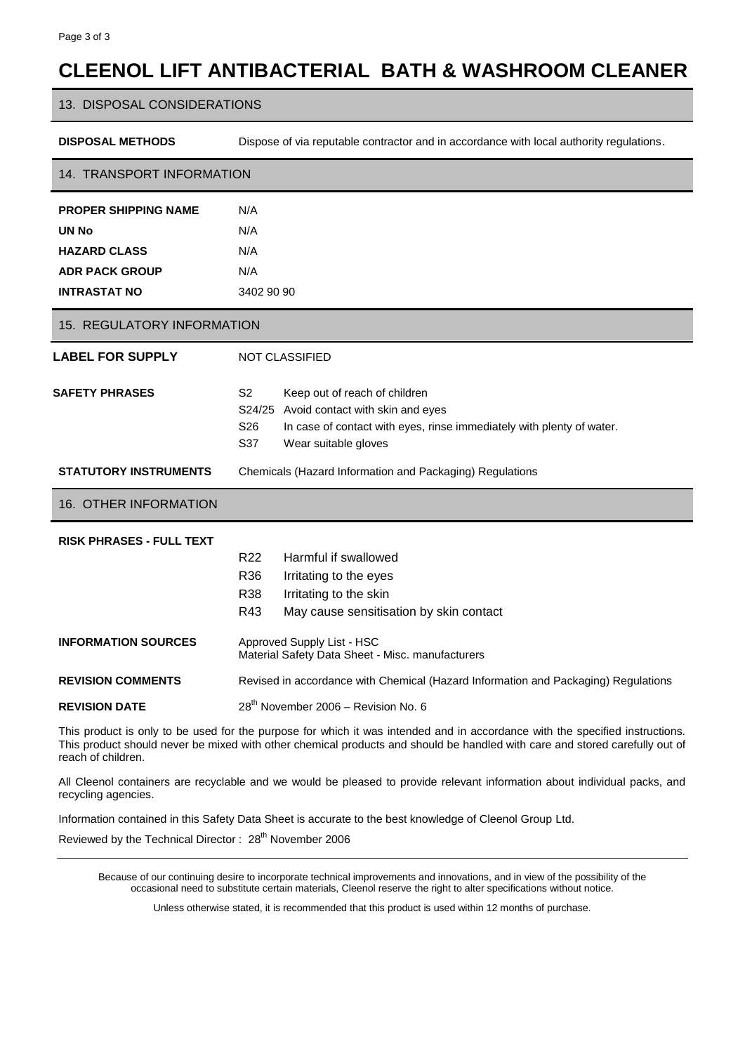# CLEENOL LIFT ANTIBACTERIAL BATH & WASHROOM CLEANER

## 13. DISPOSAL CONSIDERATIONS

**DISPOSAL METHODS** Dispose of via reputable contractor and in accordance with local authority regulations.

## 14. TRANSPORT INFORMATION

| | |
|---|---|
| **PROPER SHIPPING NAME** | N/A |
| **UN No** | N/A |
| **HAZARD CLASS** | N/A |
| **ADR PACK GROUP** | N/A |
| **INTRASTAT NO** | 3402 90 90 |

## 15. REGULATORY INFORMATION

**LABEL FOR SUPPLY** NOT CLASSIFIED

**SAFETY PHRASES**

| | |
|---|---|
| S2 | Keep out of reach of children |
| S24/25 | Avoid contact with skin and eyes |
| S26 | In case of contact with eyes, rinse immediately with plenty of water. |
| S37 | Wear suitable gloves |

**STATUTORY INSTRUMENTS** Chemicals (Hazard Information and Packaging) Regulations

## 16. OTHER INFORMATION

**RISK PHRASES - FULL TEXT**

| | |
|---|---|
| R22 | Harmful if swallowed |
| R36 | Irritating to the eyes |
| R38 | Irritating to the skin |
| R43 | May cause sensitisation by skin contact |

**INFORMATION SOURCES** Approved Supply List - HSC
Material Safety Data Sheet - Misc. manufacturers

**REVISION COMMENTS** Revised in accordance with Chemical (Hazard Information and Packaging) Regulations

**REVISION DATE** 28th November 2006 – Revision No. 6

This product is only to be used for the purpose for which it was intended and in accordance with the specified instructions. This product should never be mixed with other chemical products and should be handled with care and stored carefully out of reach of children.

All Cleenol containers are recyclable and we would be pleased to provide relevant information about individual packs, and recycling agencies.

Information contained in this Safety Data Sheet is accurate to the best knowledge of Cleenol Group Ltd.

Reviewed by the Technical Director : 28th November 2006

---

Because of our continuing desire to incorporate technical improvements and innovations, and in view of the possibility of the occasional need to substitute certain materials, Cleenol reserve the right to alter specifications without notice.

Unless otherwise stated, it is recommended that this product is used within 12 months of purchase.